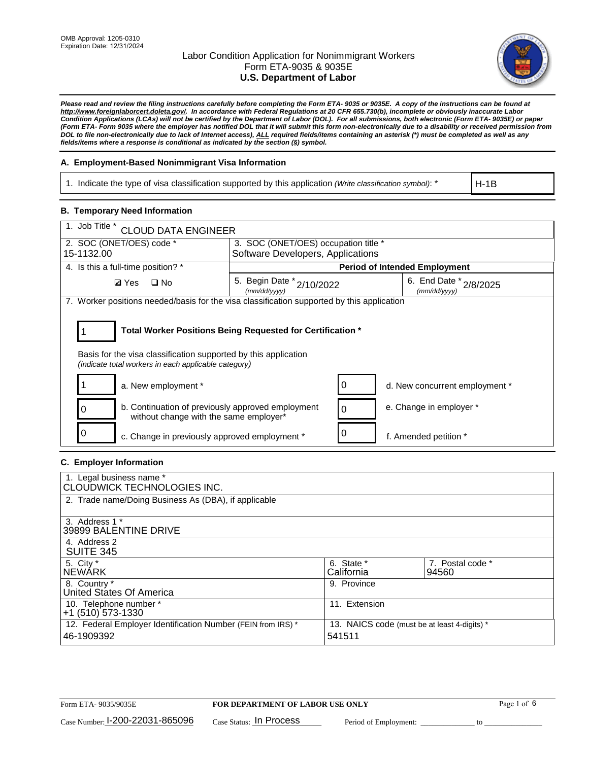OMB Approval: 1205-0310
Expiration Date: 12/31/2024

# Labor Condition Application for Nonimmigrant Workers
## Form ETA-9035 & 9035E
## U.S. Department of Labor

***Please read and review the filing instructions carefully before completing the Form ETA- 9035 or 9035E. A copy of the instructions can be found at http://www.foreignlaborcert.doleta.gov/. In accordance with Federal Regulations at 20 CFR 655.730(b), incomplete or obviously inaccurate Labor Condition Applications (LCAs) will not be certified by the Department of Labor (DOL). For all submissions, both electronic (Form ETA- 9035E) or paper (Form ETA- Form 9035 where the employer has notified DOL that it will submit this form non-electronically due to a disability or received permission from DOL to file non-electronically due to lack of Internet access), ALL required fields/items containing an asterisk (*) must be completed as well as any fields/items where a response is conditional as indicated by the section (§) symbol.***

### A. Employment-Based Nonimmigrant Visa Information

| 1. Indicate the type of visa classification supported by this application *(Write classification symbol)*: * | H-1B |
|---|---|

### B. Temporary Need Information

| 1. Job Title * CLOUD DATA ENGINEER | | |
|---|---|---|
| 2. SOC (ONET/OES) code * 15-1132.00 | 3. SOC (ONET/OES) occupation title * Software Developers, Applications | |
| 4. Is this a full-time position? * | **Period of Intended Employment** | |
| ☑ Yes ☐ No | 5. Begin Date * (mm/dd/yyyy) 2/10/2022 | 6. End Date * (mm/dd/yyyy) 2/8/2025 |

7. Worker positions needed/basis for the visa classification supported by this application

| 1 | **Total Worker Positions Being Requested for Certification *** |
|---|---|

Basis for the visa classification supported by this application
*(indicate total workers in each applicable category)*

| Count | Category | Count | Category |
|---|---|---|---|
| 1 | a. New employment * | 0 | d. New concurrent employment * |
| 0 | b. Continuation of previously approved employment without change with the same employer* | 0 | e. Change in employer * |
| 0 | c. Change in previously approved employment * | 0 | f. Amended petition * |

### C. Employer Information

| 1. Legal business name * CLOUDWICK TECHNOLOGIES INC. | | |
|---|---|---|
| 2. Trade name/Doing Business As (DBA), if applicable | | |
| 3. Address 1 * 39899 BALENTINE DRIVE | | |
| 4. Address 2 SUITE 345 | | |
| 5. City * NEWARK | 6. State * California | 7. Postal code * 94560 |
| 8. Country * United States Of America | 9. Province | |
| 10. Telephone number * +1 (510) 573-1330 | 11. Extension | |
| 12. Federal Employer Identification Number (FEIN from IRS) * 46-1909392 | 13. NAICS code (must be at least 4-digits) * 541511 | |

Form ETA- 9035/9035E **FOR DEPARTMENT OF LABOR USE ONLY**

Case Number: I-200-22031-865096 Case Status: In Process Period of Employment: _____________ to _____________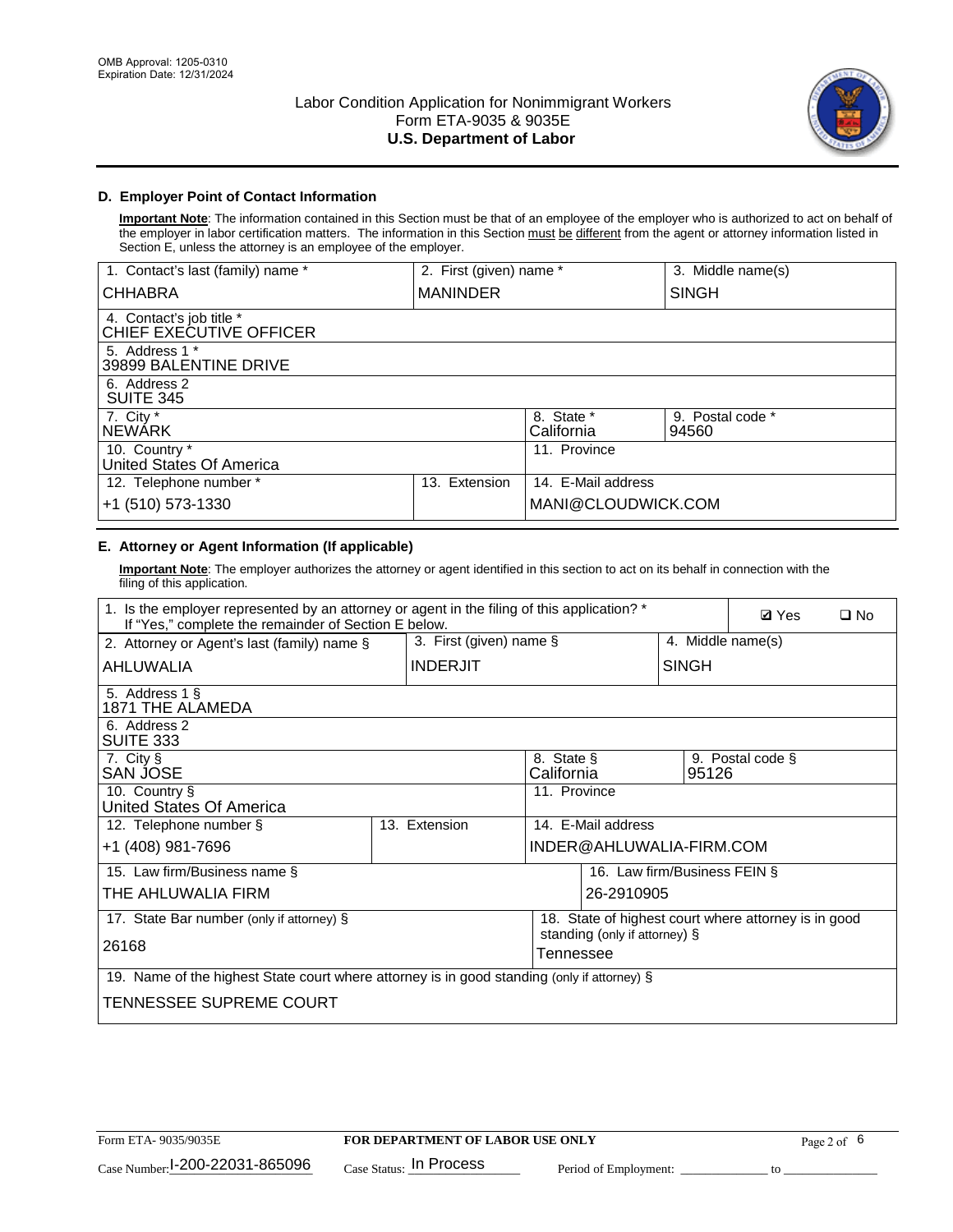OMB Approval: 1205-0310
Expiration Date: 12/31/2024

# Labor Condition Application for Nonimmigrant Workers
## Form ETA-9035 & 9035E
## U.S. Department of Labor

### D. Employer Point of Contact Information

**Important Note**: The information contained in this Section must be that of an employee of the employer who is authorized to act on behalf of the employer in labor certification matters. The information in this Section must be different from the agent or attorney information listed in Section E, unless the attorney is an employee of the employer.

| 1. Contact's last (family) name * | 2. First (given) name * | 3. Middle name(s) |
|---|---|---|
| CHHABRA | MANINDER | SINGH |

| 4. Contact's job title * |
|---|
| CHIEF EXECUTIVE OFFICER |
| 5. Address 1 * |
| 39899 BALENTINE DRIVE |
| 6. Address 2 |
| SUITE 345 |

| 7. City * | 8. State * | 9. Postal code * |
|---|---|---|
| NEWARK | California | 94560 |

| 10. Country * | 11. Province |
|---|---|
| United States Of America | |

| 12. Telephone number * | 13. Extension | 14. E-Mail address |
|---|---|---|
| +1 (510) 573-1330 | | MANI@CLOUDWICK.COM |

### E. Attorney or Agent Information (If applicable)

**Important Note**: The employer authorizes the attorney or agent identified in this section to act on its behalf in connection with the filing of this application.

| 1. Is the employer represented by an attorney or agent in the filing of this application? * If "Yes," complete the remainder of Section E below. | ☑ Yes | ☐ No |
|---|---|---|

| 2. Attorney or Agent's last (family) name § | 3. First (given) name § | 4. Middle name(s) |
|---|---|---|
| AHLUWALIA | INDERJIT | SINGH |

| 5. Address 1 § |
|---|
| 1871 THE ALAMEDA |
| 6. Address 2 |
| SUITE 333 |

| 7. City § | 8. State § | 9. Postal code § |
|---|---|---|
| SAN JOSE | California | 95126 |

| 10. Country § | 11. Province |
|---|---|
| United States Of America | |

| 12. Telephone number § | 13. Extension | 14. E-Mail address |
|---|---|---|
| +1 (408) 981-7696 | | INDER@AHLUWALIA-FIRM.COM |

| 15. Law firm/Business name § | 16. Law firm/Business FEIN § |
|---|---|
| THE AHLUWALIA FIRM | 26-2910905 |

| 17. State Bar number (only if attorney) § | 18. State of highest court where attorney is in good standing (only if attorney) § |
|---|---|
| 26168 | Tennessee |

| 19. Name of the highest State court where attorney is in good standing (only if attorney) § |
|---|
| TENNESSEE SUPREME COURT |

Form ETA- 9035/9035E | FOR DEPARTMENT OF LABOR USE ONLY

Case Number: I-200-22031-865096 Case Status: In Process Period of Employment: _____________ to _____________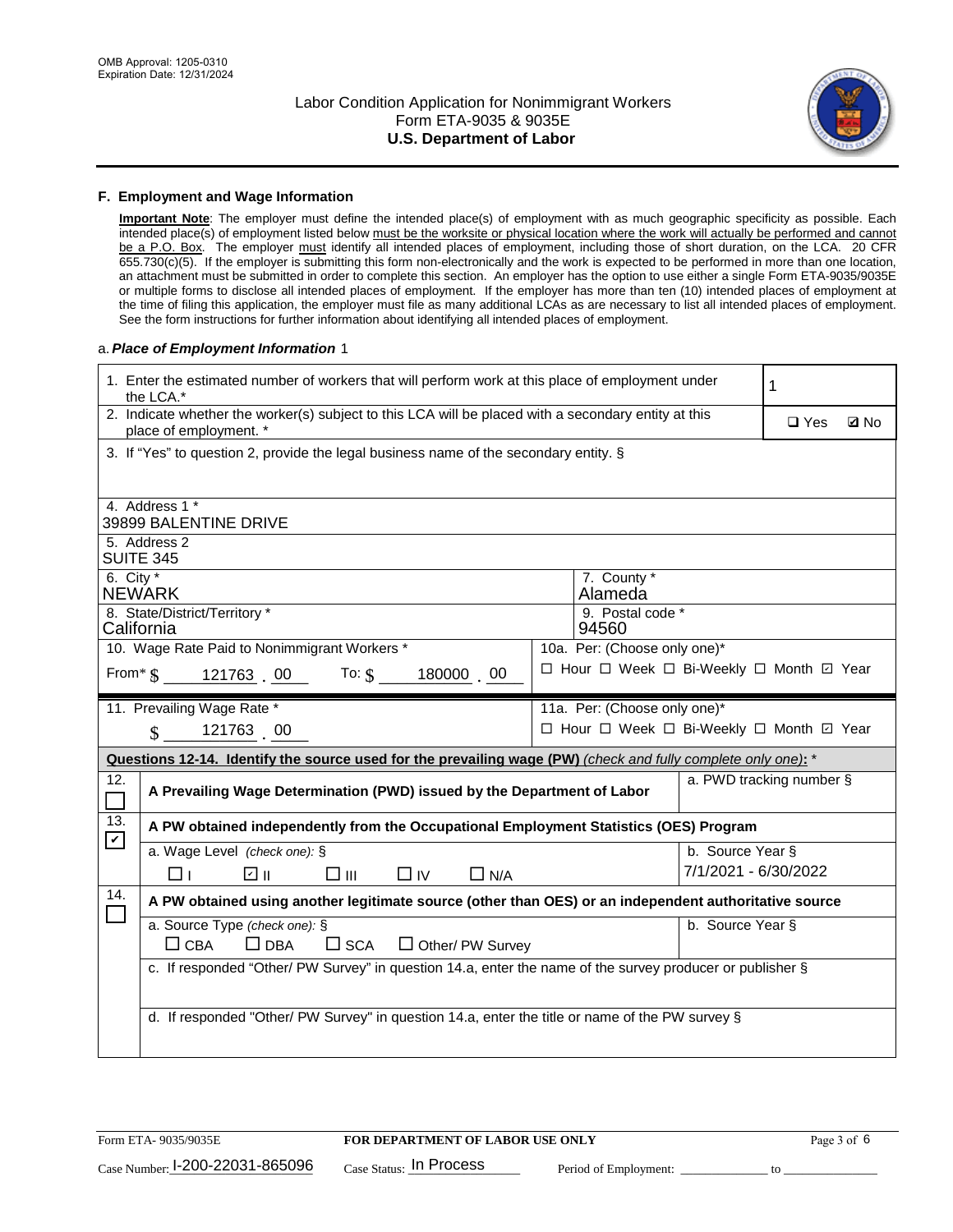## F. Employment and Wage Information

**Important Note**: The employer must define the intended place(s) of employment with as much geographic specificity as possible. Each intended place(s) of employment listed below must be the worksite or physical location where the work will actually be performed and cannot be a P.O. Box. The employer must identify all intended places of employment, including those of short duration, on the LCA. 20 CFR 655.730(c)(5). If the employer is submitting this form non-electronically and the work is expected to be performed in more than one location, an attachment must be submitted in order to complete this section. An employer has the option to use either a single Form ETA-9035/9035E or multiple forms to disclose all intended places of employment. If the employer has more than ten (10) intended places of employment at the time of filing this application, the employer must file as many additional LCAs as are necessary to list all intended places of employment. See the form instructions for further information about identifying all intended places of employment.

a. ***Place of Employment Information*** 1

| | |
|---|---|
| 1. Enter the estimated number of workers that will perform work at this place of employment under the LCA.* | 1 |
| 2. Indicate whether the worker(s) subject to this LCA will be placed with a secondary entity at this place of employment. * | ☐ Yes ☑ No |
| 3. If "Yes" to question 2, provide the legal business name of the secondary entity. § | |
| 4. Address 1 * 39899 BALENTINE DRIVE | |
| 5. Address 2 SUITE 345 | |
| 6. City * NEWARK | 7. County * Alameda |
| 8. State/District/Territory * California | 9. Postal code * 94560 |
| 10. Wage Rate Paid to Nonimmigrant Workers * From* $ 121763 . 00 To: $ 180000 . 00 | 10a. Per: (Choose only one)* ☐ Hour ☐ Week ☐ Bi-Weekly ☐ Month ☑ Year |
| 11. Prevailing Wage Rate * $ 121763 . 00 | 11a. Per: (Choose only one)* ☐ Hour ☐ Week ☐ Bi-Weekly ☐ Month ☑ Year |

**Questions 12-14. Identify the source used for the prevailing wage (PW)** *(check and fully complete only one)*: *

| | | |
|---|---|---|
| 12. ☐ | **A Prevailing Wage Determination (PWD) issued by the Department of Labor** | a. PWD tracking number § |
| 13. ☑ | **A PW obtained independently from the Occupational Employment Statistics (OES) Program** | |
| | a. Wage Level *(check one)*: § ☐ I ☑ II ☐ III ☐ IV ☐ N/A | b. Source Year § 7/1/2021 - 6/30/2022 |
| 14. ☐ | **A PW obtained using another legitimate source (other than OES) or an independent authoritative source** | |
| | a. Source Type *(check one)*: § ☐ CBA ☐ DBA ☐ SCA ☐ Other/ PW Survey | b. Source Year § |
| | c. If responded "Other/ PW Survey" in question 14.a, enter the name of the survey producer or publisher § | |
| | d. If responded "Other/ PW Survey" in question 14.a, enter the title or name of the PW survey § | |

Form ETA- 9035/9035E **FOR DEPARTMENT OF LABOR USE ONLY**

Case Number: I-200-22031-865096 Case Status: In Process Period of Employment: _____________ to _______________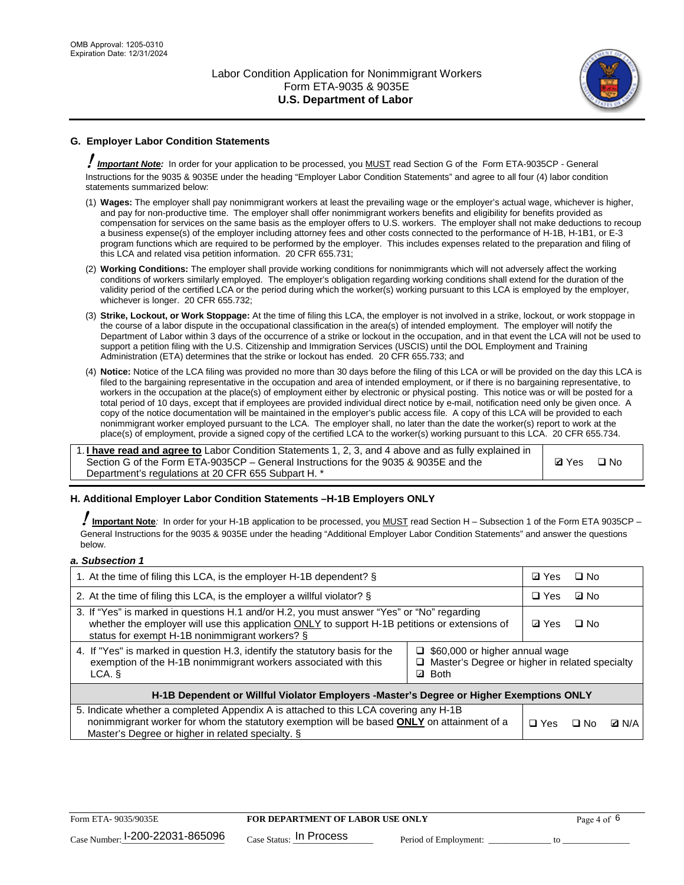## G. Employer Labor Condition Statements

! ***Important Note:*** In order for your application to be processed, you MUST read Section G of the Form ETA-9035CP - General Instructions for the 9035 & 9035E under the heading "Employer Labor Condition Statements" and agree to all four (4) labor condition statements summarized below:

(1) **Wages:** The employer shall pay nonimmigrant workers at least the prevailing wage or the employer's actual wage, whichever is higher, and pay for non-productive time. The employer shall offer nonimmigrant workers benefits and eligibility for benefits provided as compensation for services on the same basis as the employer offers to U.S. workers. The employer shall not make deductions to recoup a business expense(s) of the employer including attorney fees and other costs connected to the performance of H-1B, H-1B1, or E-3 program functions which are required to be performed by the employer. This includes expenses related to the preparation and filing of this LCA and related visa petition information. 20 CFR 655.731;

(2) **Working Conditions:** The employer shall provide working conditions for nonimmigrants which will not adversely affect the working conditions of workers similarly employed. The employer's obligation regarding working conditions shall extend for the duration of the validity period of the certified LCA or the period during which the worker(s) working pursuant to this LCA is employed by the employer, whichever is longer. 20 CFR 655.732;

(3) **Strike, Lockout, or Work Stoppage:** At the time of filing this LCA, the employer is not involved in a strike, lockout, or work stoppage in the course of a labor dispute in the occupational classification in the area(s) of intended employment. The employer will notify the Department of Labor within 3 days of the occurrence of a strike or lockout in the occupation, and in that event the LCA will not be used to support a petition filing with the U.S. Citizenship and Immigration Services (USCIS) until the DOL Employment and Training Administration (ETA) determines that the strike or lockout has ended. 20 CFR 655.733; and

(4) **Notice:** Notice of the LCA filing was provided no more than 30 days before the filing of this LCA or will be provided on the day this LCA is filed to the bargaining representative in the occupation and area of intended employment, or if there is no bargaining representative, to workers in the occupation at the place(s) of employment either by electronic or physical posting. This notice was or will be posted for a total period of 10 days, except that if employees are provided individual direct notice by e-mail, notification need only be given once. A copy of the notice documentation will be maintained in the employer's public access file. A copy of this LCA will be provided to each nonimmigrant worker employed pursuant to the LCA. The employer shall, no later than the date the worker(s) report to work at the place(s) of employment, provide a signed copy of the certified LCA to the worker(s) working pursuant to this LCA. 20 CFR 655.734.

| | |
|---|---|
| 1. **I have read and agree to** Labor Condition Statements 1, 2, 3, and 4 above and as fully explained in Section G of the Form ETA-9035CP – General Instructions for the 9035 & 9035E and the Department's regulations at 20 CFR 655 Subpart H. * | ☑ Yes ☐ No |

## H. Additional Employer Labor Condition Statements –H-1B Employers ONLY

! **Important Note**: In order for your H-1B application to be processed, you MUST read Section H – Subsection 1 of the Form ETA 9035CP – General Instructions for the 9035 & 9035E under the heading "Additional Employer Labor Condition Statements" and answer the questions below.

### *a. Subsection 1*

| | | |
|---|---|---|
| 1. At the time of filing this LCA, is the employer H-1B dependent? § | | ☑ Yes ☐ No |
| 2. At the time of filing this LCA, is the employer a willful violator? § | | ☐ Yes ☑ No |
| 3. If "Yes" is marked in questions H.1 and/or H.2, you must answer "Yes" or "No" regarding whether the employer will use this application ONLY to support H-1B petitions or extensions of status for exempt H-1B nonimmigrant workers? § | | ☑ Yes ☐ No |
| 4. If "Yes" is marked in question H.3, identify the statutory basis for the exemption of the H-1B nonimmigrant workers associated with this LCA. § | ☐ $60,000 or higher annual wage<br>☐ Master's Degree or higher in related specialty<br>☑ Both | |
| **H-1B Dependent or Willful Violator Employers -Master's Degree or Higher Exemptions ONLY** | | |
| 5. Indicate whether a completed Appendix A is attached to this LCA covering any H-1B nonimmigrant worker for whom the statutory exemption will be based **ONLY** on attainment of a Master's Degree or higher in related specialty. § | | ☐ Yes ☐ No ☑ N/A |

Form ETA- 9035/9035E | **FOR DEPARTMENT OF LABOR USE ONLY** 
Case Number: I-200-22031-865096 Case Status: In Process Period of Employment: _____________ to _______________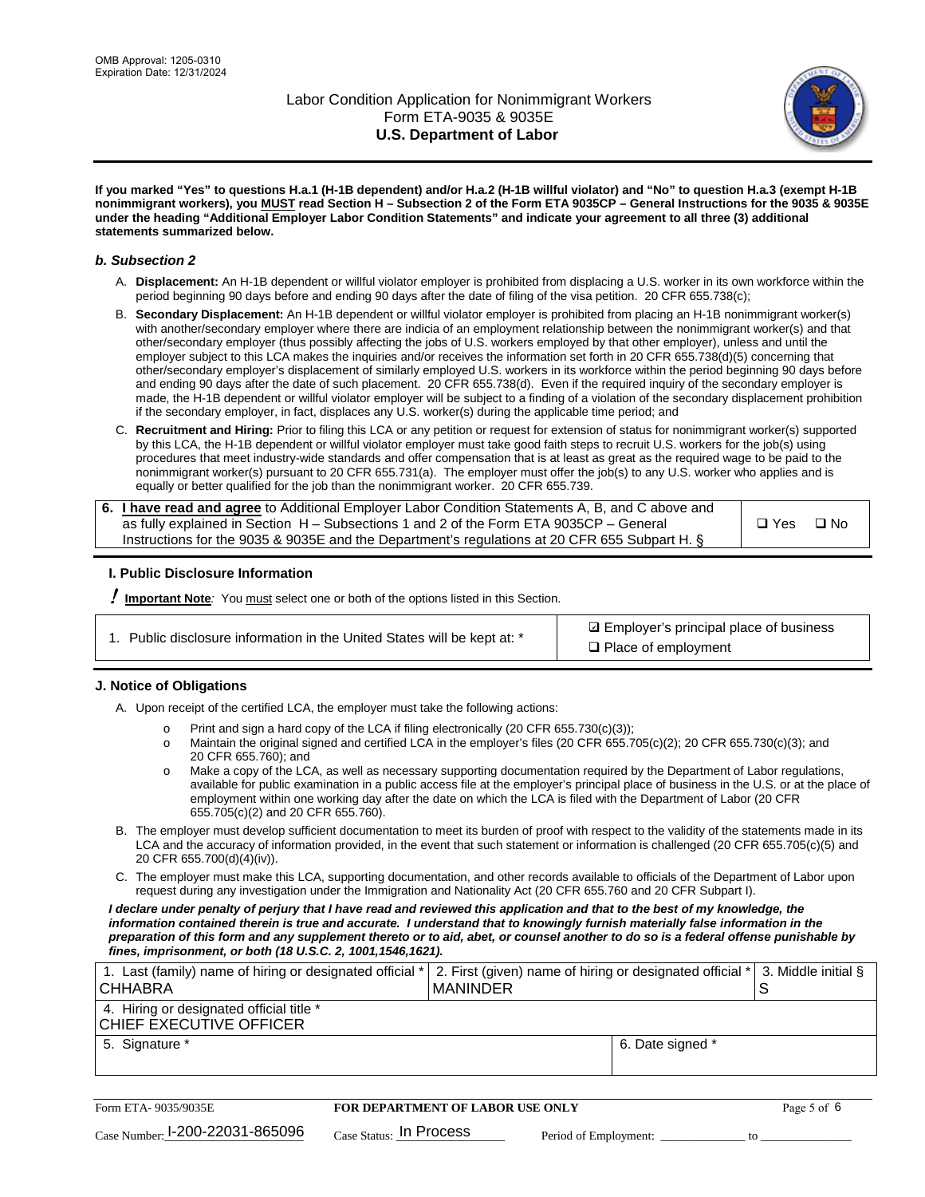If you marked "Yes" to questions H.a.1 (H-1B dependent) and/or H.a.2 (H-1B willful violator) and "No" to question H.a.3 (exempt H-1B nonimmigrant workers), you MUST read Section H – Subsection 2 of the Form ETA 9035CP – General Instructions for the 9035 & 9035E under the heading "Additional Employer Labor Condition Statements" and indicate your agreement to all three (3) additional statements summarized below.

### b. Subsection 2

A. **Displacement:** An H-1B dependent or willful violator employer is prohibited from displacing a U.S. worker in its own workforce within the period beginning 90 days before and ending 90 days after the date of filing of the visa petition. 20 CFR 655.738(c);

B. **Secondary Displacement:** An H-1B dependent or willful violator employer is prohibited from placing an H-1B nonimmigrant worker(s) with another/secondary employer where there are indicia of an employment relationship between the nonimmigrant worker(s) and that other/secondary employer (thus possibly affecting the jobs of U.S. workers employed by that other employer), unless and until the employer subject to this LCA makes the inquiries and/or receives the information set forth in 20 CFR 655.738(d)(5) concerning that other/secondary employer's displacement of similarly employed U.S. workers in its workforce within the period beginning 90 days before and ending 90 days after the date of such placement. 20 CFR 655.738(d). Even if the required inquiry of the secondary employer is made, the H-1B dependent or willful violator employer will be subject to a finding of a violation of the secondary displacement prohibition if the secondary employer, in fact, displaces any U.S. worker(s) during the applicable time period; and

C. **Recruitment and Hiring:** Prior to filing this LCA or any petition or request for extension of status for nonimmigrant worker(s) supported by this LCA, the H-1B dependent or willful violator employer must take good faith steps to recruit U.S. workers for the job(s) using procedures that meet industry-wide standards and offer compensation that is at least as great as the required wage to be paid to the nonimmigrant worker(s) pursuant to 20 CFR 655.731(a). The employer must offer the job(s) to any U.S. worker who applies and is equally or better qualified for the job than the nonimmigrant worker. 20 CFR 655.739.

| 6. **I have read and agree** to Additional Employer Labor Condition Statements A, B, and C above and as fully explained in Section H – Subsections 1 and 2 of the Form ETA 9035CP – General Instructions for the 9035 & 9035E and the Department's regulations at 20 CFR 655 Subpart H. § | ❑ Yes ❑ No |
|---|---|

## I. Public Disclosure Information

! **Important Note**: You must select one or both of the options listed in this Section.

| 1. Public disclosure information in the United States will be kept at: * | ☑ Employer's principal place of business<br>❑ Place of employment |
|---|---|

## J. Notice of Obligations

A. Upon receipt of the certified LCA, the employer must take the following actions:

- o Print and sign a hard copy of the LCA if filing electronically (20 CFR 655.730(c)(3));
- o Maintain the original signed and certified LCA in the employer's files (20 CFR 655.705(c)(2); 20 CFR 655.730(c)(3); and 20 CFR 655.760); and
- o Make a copy of the LCA, as well as necessary supporting documentation required by the Department of Labor regulations, available for public examination in a public access file at the employer's principal place of business in the U.S. or at the place of employment within one working day after the date on which the LCA is filed with the Department of Labor (20 CFR 655.705(c)(2) and 20 CFR 655.760).

B. The employer must develop sufficient documentation to meet its burden of proof with respect to the validity of the statements made in its LCA and the accuracy of information provided, in the event that such statement or information is challenged (20 CFR 655.705(c)(5) and 20 CFR 655.700(d)(4)(iv)).

C. The employer must make this LCA, supporting documentation, and other records available to officials of the Department of Labor upon request during any investigation under the Immigration and Nationality Act (20 CFR 655.760 and 20 CFR Subpart I).

***I declare under penalty of perjury that I have read and reviewed this application and that to the best of my knowledge, the information contained therein is true and accurate. I understand that to knowingly furnish materially false information in the preparation of this form and any supplement thereto or to aid, abet, or counsel another to do so is a federal offense punishable by fines, imprisonment, or both (18 U.S.C. 2, 1001,1546,1621).***

| 1. Last (family) name of hiring or designated official *<br>CHHABRA | 2. First (given) name of hiring or designated official *<br>MANINDER | 3. Middle initial §<br>S |
|---|---|---|
| 4. Hiring or designated official title *<br>CHIEF EXECUTIVE OFFICER | | |
| 5. Signature * | 6. Date signed * | |

Form ETA- 9035/9035E | **FOR DEPARTMENT OF LABOR USE ONLY**

Case Number: I-200-22031-865096 Case Status: In Process Period of Employment: _____________ to _____________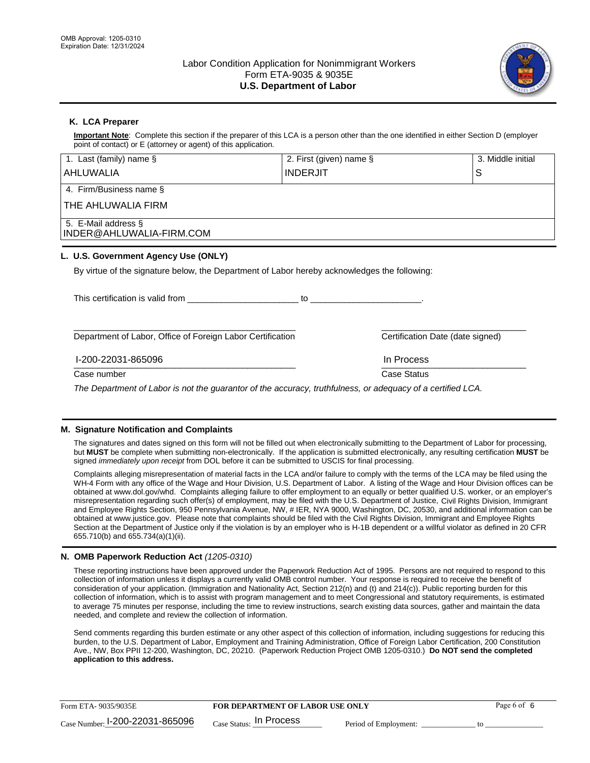OMB Approval: 1205-0310
Expiration Date: 12/31/2024

# Labor Condition Application for Nonimmigrant Workers
# Form ETA-9035 & 9035E
# U.S. Department of Labor

## K. LCA Preparer

**Important Note**: Complete this section if the preparer of this LCA is a person other than the one identified in either Section D (employer point of contact) or E (attorney or agent) of this application.

| 1. Last (family) name § | 2. First (given) name § | 3. Middle initial |
|---|---|---|
| AHLUWALIA | INDERJIT | S |
| 4. Firm/Business name § | | |
| THE AHLUWALIA FIRM | | |
| 5. E-Mail address § | | |
| INDER@AHLUWALIA-FIRM.COM | | |

## L. U.S. Government Agency Use (ONLY)

By virtue of the signature below, the Department of Labor hereby acknowledges the following:

This certification is valid from ______________________ to ______________________.

_____________________________________________ Department of Labor, Office of Foreign Labor Certification

_____________________________ Certification Date (date signed)

I-200-22031-865096
Case number

In Process
Case Status

*The Department of Labor is not the guarantor of the accuracy, truthfulness, or adequacy of a certified LCA.*

## M. Signature Notification and Complaints

The signatures and dates signed on this form will not be filled out when electronically submitting to the Department of Labor for processing, but **MUST** be complete when submitting non-electronically. If the application is submitted electronically, any resulting certification **MUST** be signed *immediately upon receipt* from DOL before it can be submitted to USCIS for final processing.

Complaints alleging misrepresentation of material facts in the LCA and/or failure to comply with the terms of the LCA may be filed using the WH-4 Form with any office of the Wage and Hour Division, U.S. Department of Labor. A listing of the Wage and Hour Division offices can be obtained at www.dol.gov/whd. Complaints alleging failure to offer employment to an equally or better qualified U.S. worker, or an employer's misrepresentation regarding such offer(s) of employment, may be filed with the U.S. Department of Justice, Civil Rights Division, Immigrant and Employee Rights Section, 950 Pennsylvania Avenue, NW, # IER, NYA 9000, Washington, DC, 20530, and additional information can be obtained at www.justice.gov. Please note that complaints should be filed with the Civil Rights Division, Immigrant and Employee Rights Section at the Department of Justice only if the violation is by an employer who is H-1B dependent or a willful violator as defined in 20 CFR 655.710(b) and 655.734(a)(1)(ii).

## N. OMB Paperwork Reduction Act *(1205-0310)*

These reporting instructions have been approved under the Paperwork Reduction Act of 1995. Persons are not required to respond to this collection of information unless it displays a currently valid OMB control number. Your response is required to receive the benefit of consideration of your application. (Immigration and Nationality Act, Section 212(n) and (t) and 214(c)). Public reporting burden for this collection of information, which is to assist with program management and to meet Congressional and statutory requirements, is estimated to average 75 minutes per response, including the time to review instructions, search existing data sources, gather and maintain the data needed, and complete and review the collection of information.

Send comments regarding this burden estimate or any other aspect of this collection of information, including suggestions for reducing this burden, to the U.S. Department of Labor, Employment and Training Administration, Office of Foreign Labor Certification, 200 Constitution Ave., NW, Box PPII 12-200, Washington, DC, 20210. (Paperwork Reduction Project OMB 1205-0310.) **Do NOT send the completed application to this address.**

Form ETA- 9035/9035E | **FOR DEPARTMENT OF LABOR USE ONLY**

Case Number: I-200-22031-865096 Case Status: In Process Period of Employment: _____________ to _____________